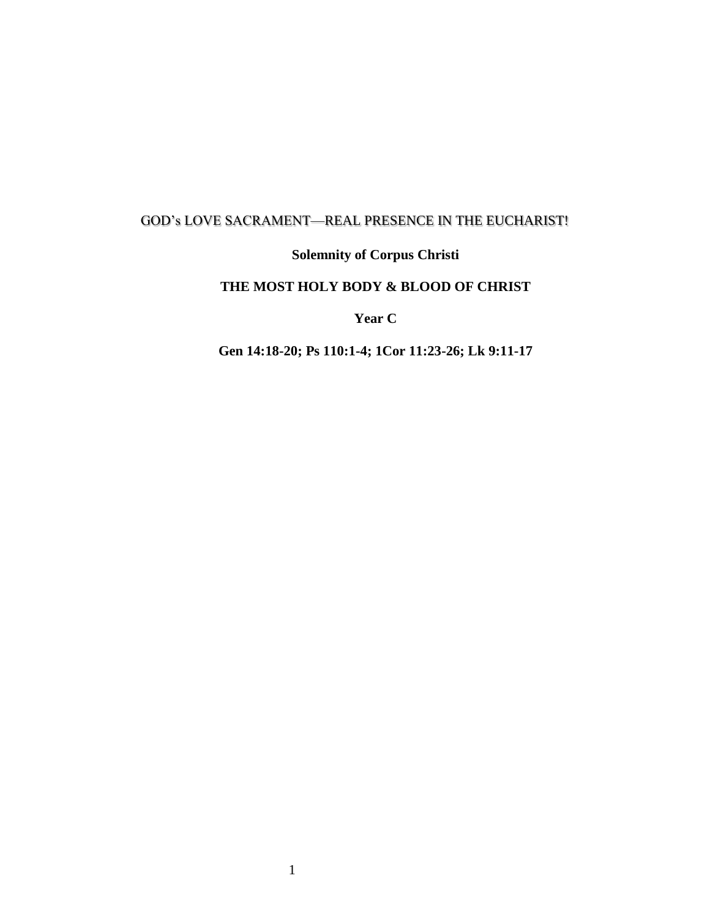# GOD's LOVE SACRAMENT—REAL PRESENCE IN THE EUCHARIST!

**Solemnity of Corpus Christi**

**THE MOST HOLY BODY & BLOOD OF CHRIST**

**Year C**

**Gen 14:18-20; Ps 110:1-4; 1Cor 11:23-26; Lk 9:11-17**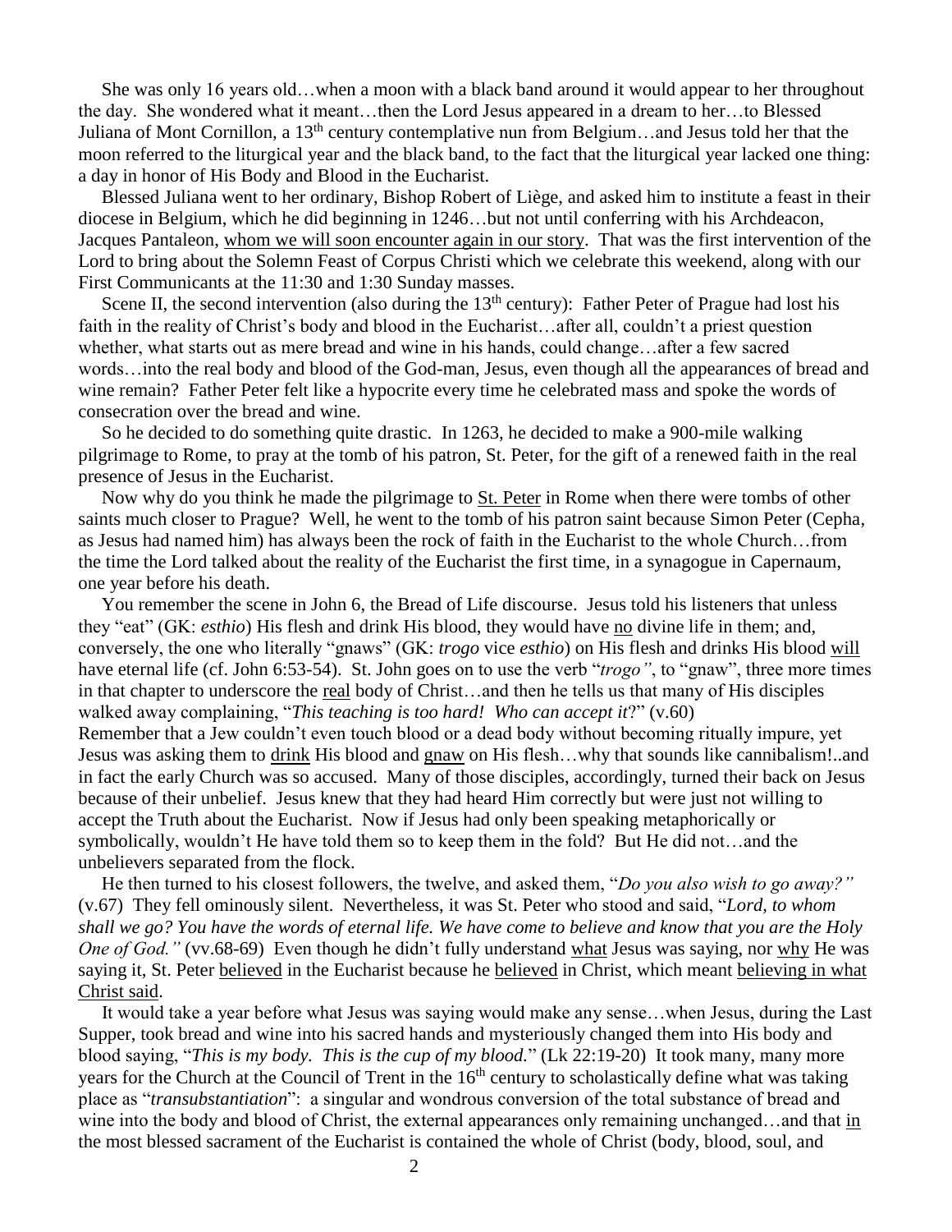She was only 16 years old…when a moon with a black band around it would appear to her throughout the day. She wondered what it meant…then the Lord Jesus appeared in a dream to her…to Blessed Juliana of Mont Cornillon, a 13th century contemplative nun from Belgium…and Jesus told her that the moon referred to the liturgical year and the black band, to the fact that the liturgical year lacked one thing: a day in honor of His Body and Blood in the Eucharist.

Blessed Juliana went to her ordinary, Bishop Robert of Liège, and asked him to institute a feast in their diocese in Belgium, which he did beginning in 1246…but not until conferring with his Archdeacon, Jacques Pantaleon, <u>whom we will soon encounter again in our story</u>. That was the first intervention of the Lord to bring about the Solemn Feast of Corpus Christi which we celebrate this weekend, along with our First Communicants at the 11:30 and 1:30 Sunday masses.

Scene II, the second intervention (also during the 13th century): Father Peter of Prague had lost his faith in the reality of Christ's body and blood in the Eucharist…after all, couldn't a priest question whether, what starts out as mere bread and wine in his hands, could change…after a few sacred words…into the real body and blood of the God-man, Jesus, even though all the appearances of bread and wine remain? Father Peter felt like a hypocrite every time he celebrated mass and spoke the words of consecration over the bread and wine.

So he decided to do something quite drastic. In 1263, he decided to make a 900-mile walking pilgrimage to Rome, to pray at the tomb of his patron, St. Peter, for the gift of a renewed faith in the real presence of Jesus in the Eucharist.

Now why do you think he made the pilgrimage to <u>St. Peter</u> in Rome when there were tombs of other saints much closer to Prague? Well, he went to the tomb of his patron saint because Simon Peter (Cepha, as Jesus had named him) has always been the rock of faith in the Eucharist to the whole Church…from the time the Lord talked about the reality of the Eucharist the first time, in a synagogue in Capernaum, one year before his death.

You remember the scene in John 6, the Bread of Life discourse. Jesus told his listeners that unless they "eat" (GK: *esthio*) His flesh and drink His blood, they would have <u>no</u> divine life in them; and, conversely, the one who literally "gnaws" (GK: *trogo* vice *esthio*) on His flesh and drinks His blood <u>will</u> have eternal life (cf. John 6:53-54). St. John goes on to use the verb "*trogo"*, to "gnaw", three more times in that chapter to underscore the <u>real</u> body of Christ…and then he tells us that many of His disciples walked away complaining, "*This teaching is too hard! Who can accept it*?" (v.60)
Remember that a Jew couldn't even touch blood or a dead body without becoming ritually impure, yet Jesus was asking them to <u>drink</u> His blood and <u>gnaw</u> on His flesh…why that sounds like cannibalism!..and in fact the early Church was so accused. Many of those disciples, accordingly, turned their back on Jesus because of their unbelief. Jesus knew that they had heard Him correctly but were just not willing to accept the Truth about the Eucharist. Now if Jesus had only been speaking metaphorically or symbolically, wouldn't He have told them so to keep them in the fold? But He did not…and the unbelievers separated from the flock.

He then turned to his closest followers, the twelve, and asked them, "*Do you also wish to go away?"* (v.67) They fell ominously silent. Nevertheless, it was St. Peter who stood and said, "*Lord, to whom shall we go? You have the words of eternal life. We have come to believe and know that you are the Holy One of God."* (vv.68-69) Even though he didn't fully understand <u>what</u> Jesus was saying, nor <u>why</u> He was saying it, St. Peter <u>believed</u> in the Eucharist because he <u>believed</u> in Christ, which meant <u>believing in what Christ said</u>.

It would take a year before what Jesus was saying would make any sense…when Jesus, during the Last Supper, took bread and wine into his sacred hands and mysteriously changed them into His body and blood saying, "*This is my body. This is the cup of my blood.*" (Lk 22:19-20) It took many, many more years for the Church at the Council of Trent in the 16th century to scholastically define what was taking place as "*transubstantiation*": a singular and wondrous conversion of the total substance of bread and wine into the body and blood of Christ, the external appearances only remaining unchanged…and that <u>in</u> the most blessed sacrament of the Eucharist is contained the whole of Christ (body, blood, soul, and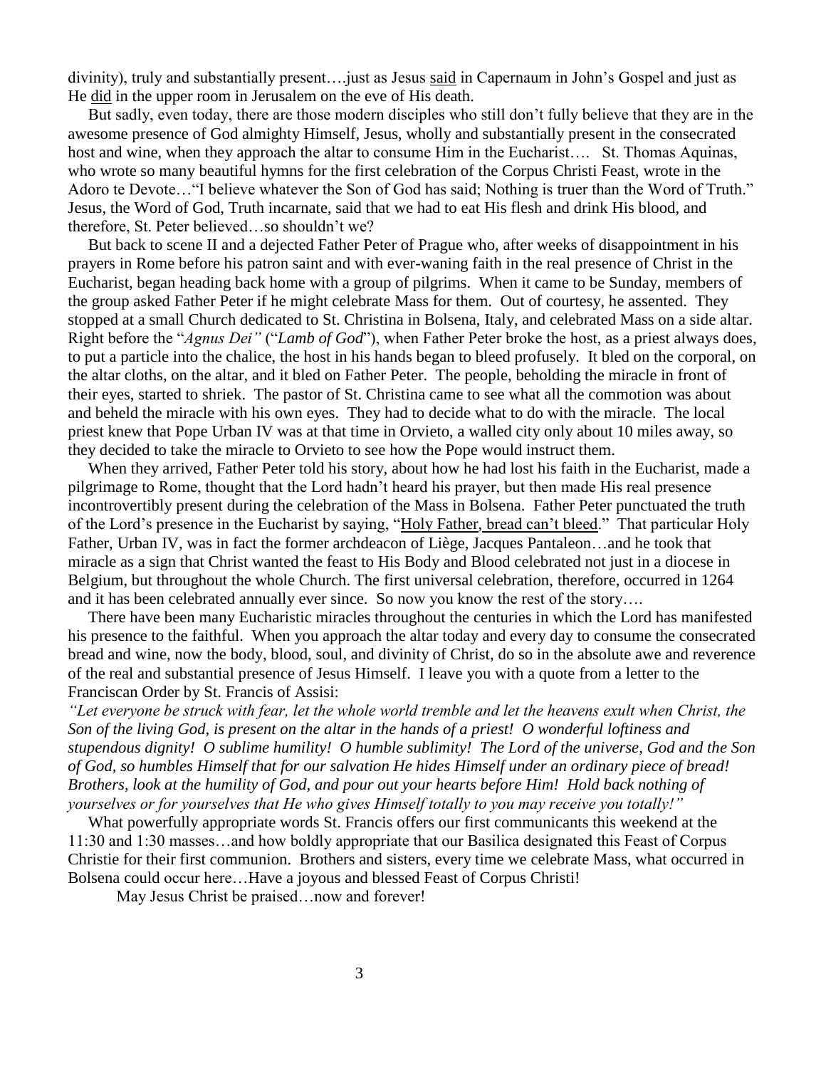divinity), truly and substantially present….just as Jesus said in Capernaum in John's Gospel and just as He did in the upper room in Jerusalem on the eve of His death.

But sadly, even today, there are those modern disciples who still don't fully believe that they are in the awesome presence of God almighty Himself, Jesus, wholly and substantially present in the consecrated host and wine, when they approach the altar to consume Him in the Eucharist…. St. Thomas Aquinas, who wrote so many beautiful hymns for the first celebration of the Corpus Christi Feast, wrote in the Adoro te Devote…"I believe whatever the Son of God has said; Nothing is truer than the Word of Truth." Jesus, the Word of God, Truth incarnate, said that we had to eat His flesh and drink His blood, and therefore, St. Peter believed…so shouldn't we?

But back to scene II and a dejected Father Peter of Prague who, after weeks of disappointment in his prayers in Rome before his patron saint and with ever-waning faith in the real presence of Christ in the Eucharist, began heading back home with a group of pilgrims. When it came to be Sunday, members of the group asked Father Peter if he might celebrate Mass for them. Out of courtesy, he assented. They stopped at a small Church dedicated to St. Christina in Bolsena, Italy, and celebrated Mass on a side altar. Right before the "*Agnus Dei"* ("*Lamb of God*"), when Father Peter broke the host, as a priest always does, to put a particle into the chalice, the host in his hands began to bleed profusely. It bled on the corporal, on the altar cloths, on the altar, and it bled on Father Peter. The people, beholding the miracle in front of their eyes, started to shriek. The pastor of St. Christina came to see what all the commotion was about and beheld the miracle with his own eyes. They had to decide what to do with the miracle. The local priest knew that Pope Urban IV was at that time in Orvieto, a walled city only about 10 miles away, so they decided to take the miracle to Orvieto to see how the Pope would instruct them.

When they arrived, Father Peter told his story, about how he had lost his faith in the Eucharist, made a pilgrimage to Rome, thought that the Lord hadn't heard his prayer, but then made His real presence incontrovertibly present during the celebration of the Mass in Bolsena. Father Peter punctuated the truth of the Lord's presence in the Eucharist by saying, "Holy Father, bread can't bleed." That particular Holy Father, Urban IV, was in fact the former archdeacon of Liège, Jacques Pantaleon…and he took that miracle as a sign that Christ wanted the feast to His Body and Blood celebrated not just in a diocese in Belgium, but throughout the whole Church. The first universal celebration, therefore, occurred in 1264 and it has been celebrated annually ever since. So now you know the rest of the story….

There have been many Eucharistic miracles throughout the centuries in which the Lord has manifested his presence to the faithful. When you approach the altar today and every day to consume the consecrated bread and wine, now the body, blood, soul, and divinity of Christ, do so in the absolute awe and reverence of the real and substantial presence of Jesus Himself. I leave you with a quote from a letter to the Franciscan Order by St. Francis of Assisi:

*"Let everyone be struck with fear, let the whole world tremble and let the heavens exult when Christ, the Son of the living God, is present on the altar in the hands of a priest! O wonderful loftiness and stupendous dignity! O sublime humility! O humble sublimity! The Lord of the universe, God and the Son of God, so humbles Himself that for our salvation He hides Himself under an ordinary piece of bread! Brothers, look at the humility of God, and pour out your hearts before Him! Hold back nothing of yourselves or for yourselves that He who gives Himself totally to you may receive you totally!"*

What powerfully appropriate words St. Francis offers our first communicants this weekend at the 11:30 and 1:30 masses…and how boldly appropriate that our Basilica designated this Feast of Corpus Christie for their first communion. Brothers and sisters, every time we celebrate Mass, what occurred in Bolsena could occur here…Have a joyous and blessed Feast of Corpus Christi!

May Jesus Christ be praised…now and forever!